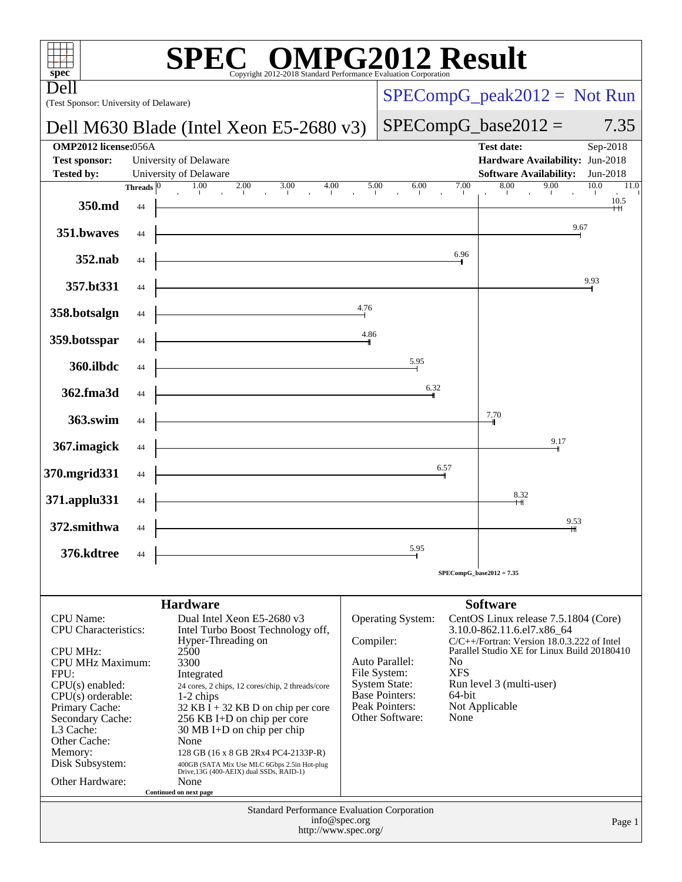# SPEC OMPG2012 Result

Copyright 2012-2018 Standard Performance Evaluation Corporation

**Dell**

(Test Sponsor: University of Delaware)

## Dell M630 Blade (Intel Xeon E5-2680 v3)

SPECompG_peak2012 = Not Run

SPECompG_base2012 = 7.35

| | | | |
|---|---|---|---|
| **OMP2012 license:** | 056A | **Test date:** | Sep-2018 |
| **Test sponsor:** | University of Delaware | **Hardware Availability:** | Jun-2018 |
| **Tested by:** | University of Delaware | **Software Availability:** | Jun-2018 |

| Benchmark | Threads | Base Ratio |
|---|---|---|
| 350.md | 44 | 10.5 |
| 351.bwaves | 44 | 9.67 |
| 352.nab | 44 | 6.96 |
| 357.bt331 | 44 | 9.93 |
| 358.botsalgn | 44 | 4.76 |
| 359.botsspar | 44 | 4.86 |
| 360.ilbdc | 44 | 5.95 |
| 362.fma3d | 44 | 6.32 |
| 363.swim | 44 | 7.70 |
| 367.imagick | 44 | 9.17 |
| 370.mgrid331 | 44 | 6.57 |
| 371.applu331 | 44 | 8.32 |
| 372.smithwa | 44 | 9.53 |
| 376.kdtree | 44 | 5.95 |

SPECompG_base2012 = 7.35

### Hardware

| | |
|---|---|
| CPU Name: | Dual Intel Xeon E5-2680 v3 |
| CPU Characteristics: | Intel Turbo Boost Technology off, Hyper-Threading on |
| CPU MHz: | 2500 |
| CPU MHz Maximum: | 3300 |
| FPU: | Integrated |
| CPU(s) enabled: | 24 cores, 2 chips, 12 cores/chip, 2 threads/core |
| CPU(s) orderable: | 1-2 chips |
| Primary Cache: | 32 KB I + 32 KB D on chip per core |
| Secondary Cache: | 256 KB I+D on chip per core |
| L3 Cache: | 30 MB I+D on chip per chip |
| Other Cache: | None |
| Memory: | 128 GB (16 x 8 GB 2Rx4 PC4-2133P-R) |
| Disk Subsystem: | 400GB (SATA Mix Use MLC 6Gbps 2.5in Hot-plug Drive,13G (400-AEIX) dual SSDs, RAID-1) |
| Other Hardware: | None |

Continued on next page

### Software

| | |
|---|---|
| Operating System: | CentOS Linux release 7.5.1804 (Core) 3.10.0-862.11.6.el7.x86_64 |
| Compiler: | C/C++/Fortran: Version 18.0.3.222 of Intel Parallel Studio XE for Linux Build 20180410 |
| Auto Parallel: | No |
| File System: | XFS |
| System State: | Run level 3 (multi-user) |
| Base Pointers: | 64-bit |
| Peak Pointers: | Not Applicable |
| Other Software: | None |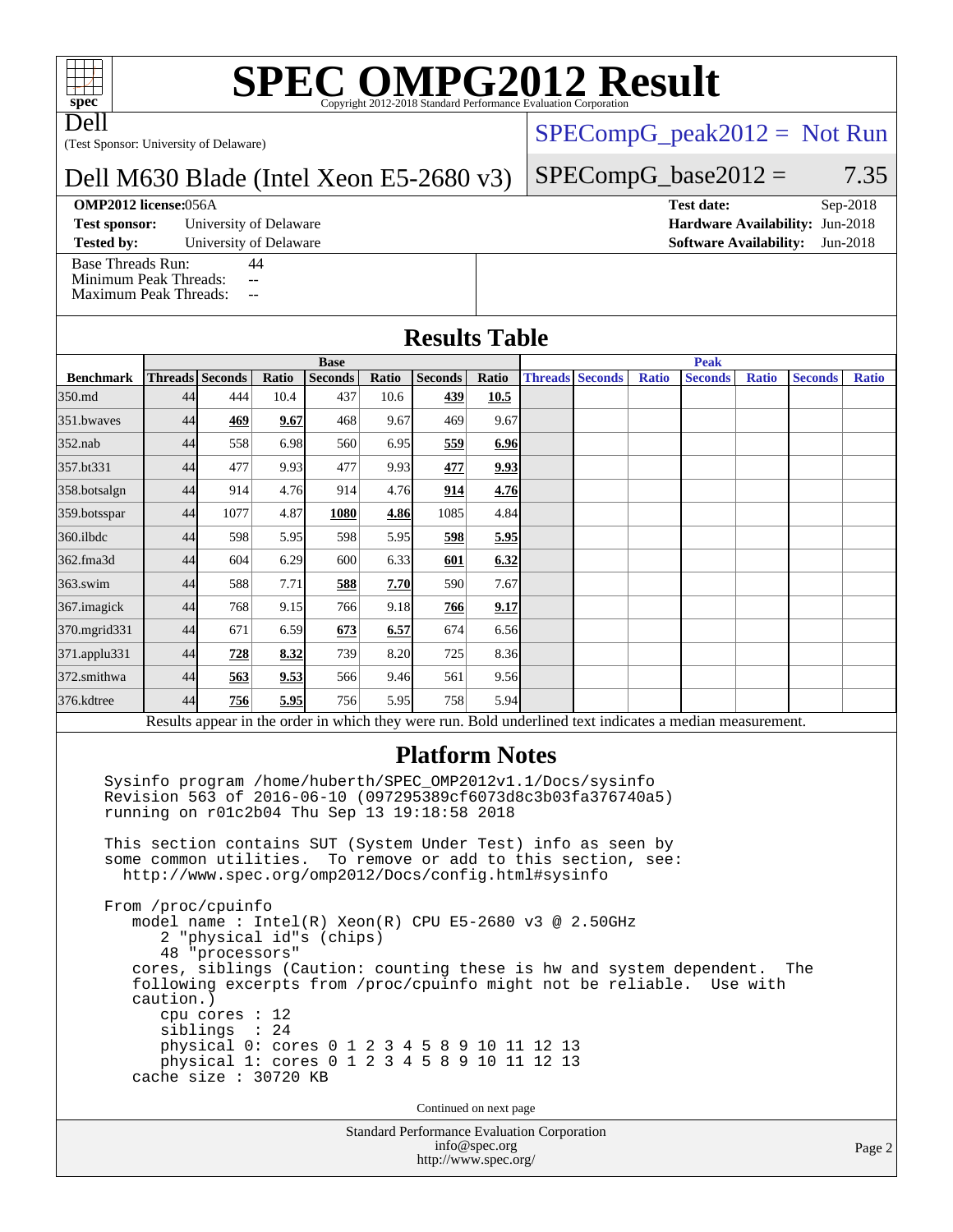# SPEC OMPG2012 Result

Copyright 2012-2018 Standard Performance Evaluation Corporation

Dell

(Test Sponsor: University of Delaware)

Dell M630 Blade (Intel Xeon E5-2680 v3)

SPECompG_peak2012 = Not Run

SPECompG_base2012 = 7.35

**OMP2012 license:** 056A

**Test sponsor:** University of Delaware

**Tested by:** University of Delaware

**Test date:** Sep-2018

**Hardware Availability:** Jun-2018

**Software Availability:** Jun-2018

Base Threads Run: 44
Minimum Peak Threads: --
Maximum Peak Threads: --

## Results Table

| | Base | | | | | | | Peak | | | | | | |
|---|---|---|---|---|---|---|---|---|---|---|---|---|---|---|
| **Benchmark** | **Threads** | **Seconds** | **Ratio** | **Seconds** | **Ratio** | **Seconds** | **Ratio** | **Threads** | **Seconds** | **Ratio** | **Seconds** | **Ratio** | **Seconds** | **Ratio** |
| 350.md | 44 | 444 | 10.4 | 437 | 10.6 | **439** | **10.5** | | | | | | | |
| 351.bwaves | 44 | **469** | **9.67** | 468 | 9.67 | 469 | 9.67 | | | | | | | |
| 352.nab | 44 | 558 | 6.98 | 560 | 6.95 | **559** | **6.96** | | | | | | | |
| 357.bt331 | 44 | 477 | 9.93 | 477 | 9.93 | **477** | **9.93** | | | | | | | |
| 358.botsalgn | 44 | 914 | 4.76 | 914 | 4.76 | **914** | **4.76** | | | | | | | |
| 359.botsspar | 44 | 1077 | 4.87 | **1080** | **4.86** | 1085 | 4.84 | | | | | | | |
| 360.ilbdc | 44 | 598 | 5.95 | 598 | 5.95 | **598** | **5.95** | | | | | | | |
| 362.fma3d | 44 | 604 | 6.29 | 600 | 6.33 | **601** | **6.32** | | | | | | | |
| 363.swim | 44 | 588 | 7.71 | **588** | **7.70** | 590 | 7.67 | | | | | | | |
| 367.imagick | 44 | 768 | 9.15 | 766 | 9.18 | **766** | **9.17** | | | | | | | |
| 370.mgrid331 | 44 | 671 | 6.59 | **673** | **6.57** | 674 | 6.56 | | | | | | | |
| 371.applu331 | 44 | **728** | **8.32** | 739 | 8.20 | 725 | 8.36 | | | | | | | |
| 372.smithwa | 44 | **563** | **9.53** | 566 | 9.46 | 561 | 9.56 | | | | | | | |
| 376.kdtree | 44 | **756** | **5.95** | 756 | 5.95 | 758 | 5.94 | | | | | | | |

Results appear in the order in which they were run. Bold underlined text indicates a median measurement.

## Platform Notes

```
Sysinfo program /home/huberth/SPEC_OMP2012v1.1/Docs/sysinfo
Revision 563 of 2016-06-10 (097295389cf6073d8c3b03fa376740a5)
running on r01c2b04 Thu Sep 13 19:18:58 2018

This section contains SUT (System Under Test) info as seen by
some common utilities.  To remove or add to this section, see:
  http://www.spec.org/omp2012/Docs/config.html#sysinfo

From /proc/cpuinfo
   model name : Intel(R) Xeon(R) CPU E5-2680 v3 @ 2.50GHz
      2 "physical id"s (chips)
      48 "processors"
   cores, siblings (Caution: counting these is hw and system dependent.  The
   following excerpts from /proc/cpuinfo might not be reliable.  Use with
   caution.)
      cpu cores : 12
      siblings  : 24
      physical 0: cores 0 1 2 3 4 5 8 9 10 11 12 13
      physical 1: cores 0 1 2 3 4 5 8 9 10 11 12 13
   cache size : 30720 KB
```

Continued on next page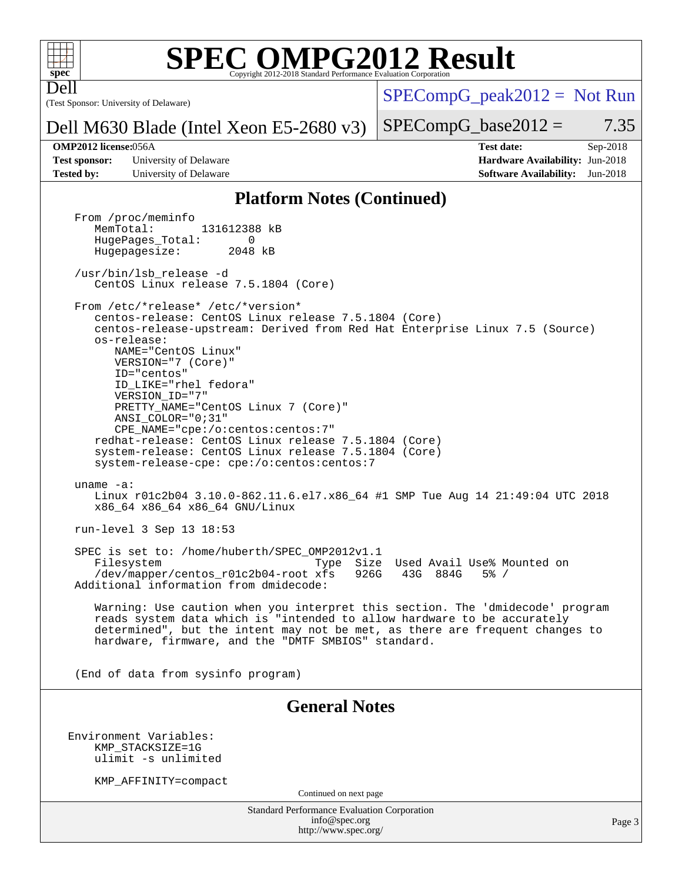## Platform Notes (Continued)

```
From /proc/meminfo
   MemTotal:       131612388 kB
   HugePages_Total:       0
   Hugepagesize:       2048 kB

/usr/bin/lsb_release -d
   CentOS Linux release 7.5.1804 (Core)

From /etc/*release* /etc/*version*
   centos-release: CentOS Linux release 7.5.1804 (Core)
   centos-release-upstream: Derived from Red Hat Enterprise Linux 7.5 (Source)
   os-release:
      NAME="CentOS Linux"
      VERSION="7 (Core)"
      ID="centos"
      ID_LIKE="rhel fedora"
      VERSION_ID="7"
      PRETTY_NAME="CentOS Linux 7 (Core)"
      ANSI_COLOR="0;31"
      CPE_NAME="cpe:/o:centos:centos:7"
   redhat-release: CentOS Linux release 7.5.1804 (Core)
   system-release: CentOS Linux release 7.5.1804 (Core)
   system-release-cpe: cpe:/o:centos:centos:7

uname -a:
   Linux r01c2b04 3.10.0-862.11.6.el7.x86_64 #1 SMP Tue Aug 14 21:49:04 UTC 2018
   x86_64 x86_64 x86_64 GNU/Linux

run-level 3 Sep 13 18:53

SPEC is set to: /home/huberth/SPEC_OMP2012v1.1
   Filesystem                         Type  Size  Used Avail Use% Mounted on
   /dev/mapper/centos_r01c2b04-root xfs   926G   43G  884G   5% /
Additional information from dmidecode:

   Warning: Use caution when you interpret this section. The 'dmidecode' program
   reads system data which is "intended to allow hardware to be accurately
   determined", but the intent may not be met, as there are frequent changes to
   hardware, firmware, and the "DMTF SMBIOS" standard.


(End of data from sysinfo program)
```

## General Notes

```
Environment Variables:
    KMP_STACKSIZE=1G
    ulimit -s unlimited

    KMP_AFFINITY=compact
```

Continued on next page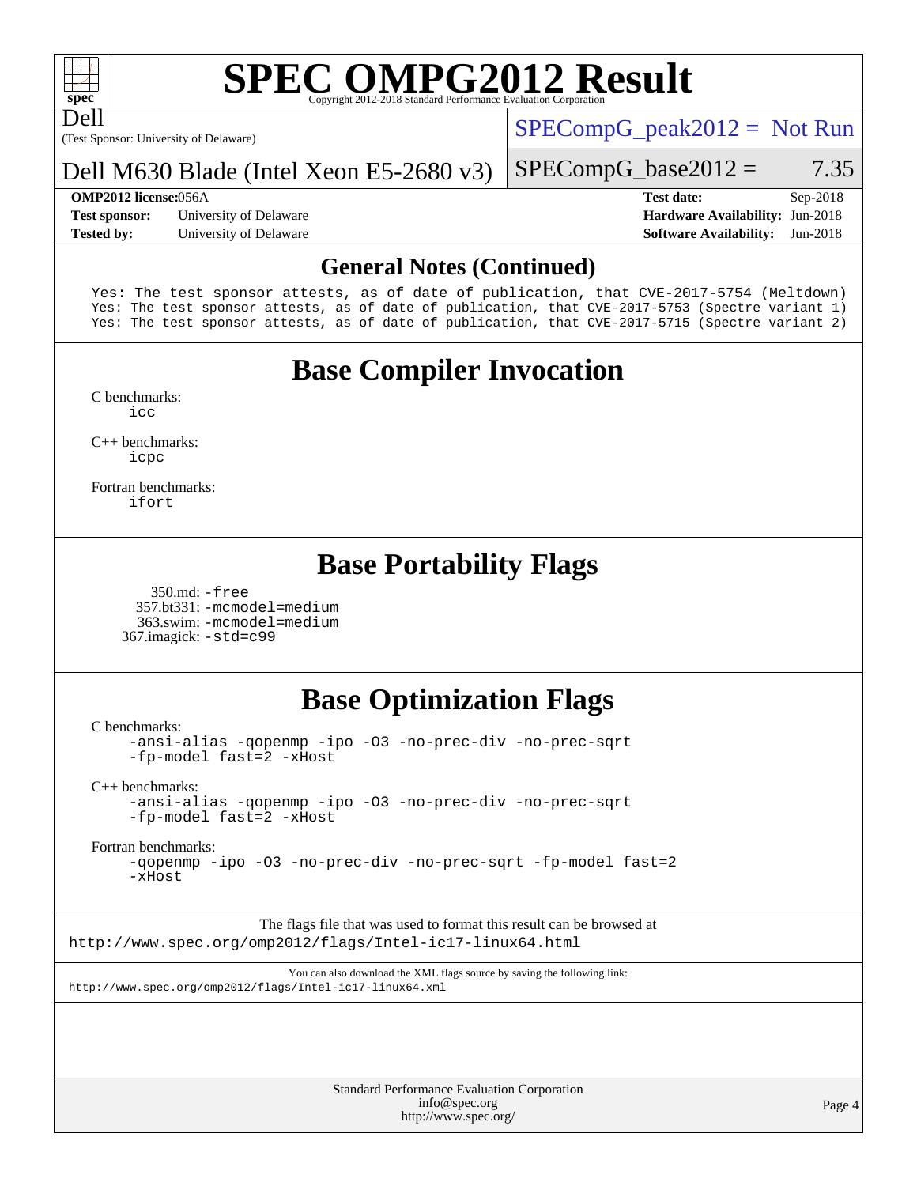## General Notes (Continued)

```
Yes: The test sponsor attests, as of date of publication, that CVE-2017-5754 (Meltdown)
Yes: The test sponsor attests, as of date of publication, that CVE-2017-5753 (Spectre variant 1)
Yes: The test sponsor attests, as of date of publication, that CVE-2017-5715 (Spectre variant 2)
```

## Base Compiler Invocation

C benchmarks:
icc

C++ benchmarks:
icpc

Fortran benchmarks:
ifort

## Base Portability Flags

350.md: -free
357.bt331: -mcmodel=medium
363.swim: -mcmodel=medium
367.imagick: -std=c99

## Base Optimization Flags

C benchmarks:
-ansi-alias -qopenmp -ipo -O3 -no-prec-div -no-prec-sqrt -fp-model fast=2 -xHost

C++ benchmarks:
-ansi-alias -qopenmp -ipo -O3 -no-prec-div -no-prec-sqrt -fp-model fast=2 -xHost

Fortran benchmarks:
-qopenmp -ipo -O3 -no-prec-div -no-prec-sqrt -fp-model fast=2 -xHost

The flags file that was used to format this result can be browsed at
http://www.spec.org/omp2012/flags/Intel-ic17-linux64.html

You can also download the XML flags source by saving the following link:
http://www.spec.org/omp2012/flags/Intel-ic17-linux64.xml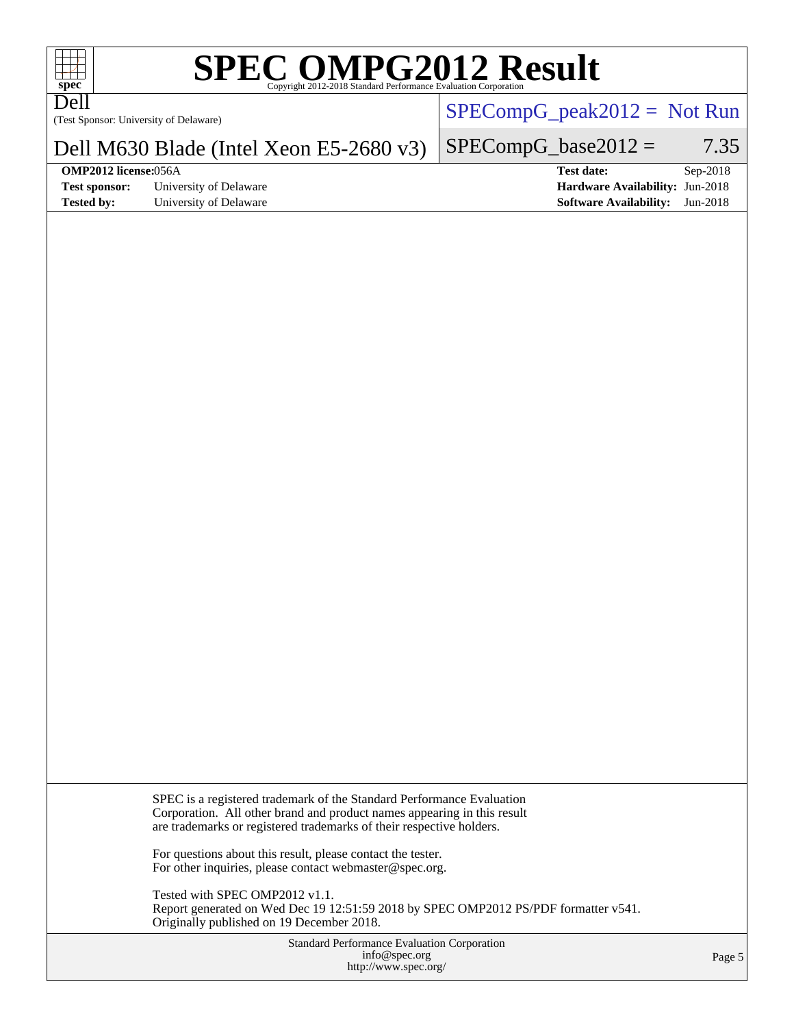SPEC is a registered trademark of the Standard Performance Evaluation Corporation. All other brand and product names appearing in this result are trademarks or registered trademarks of their respective holders.

For questions about this result, please contact the tester.
For other inquiries, please contact webmaster@spec.org.

Tested with SPEC OMP2012 v1.1.
Report generated on Wed Dec 19 12:51:59 2018 by SPEC OMP2012 PS/PDF formatter v541.
Originally published on 19 December 2018.